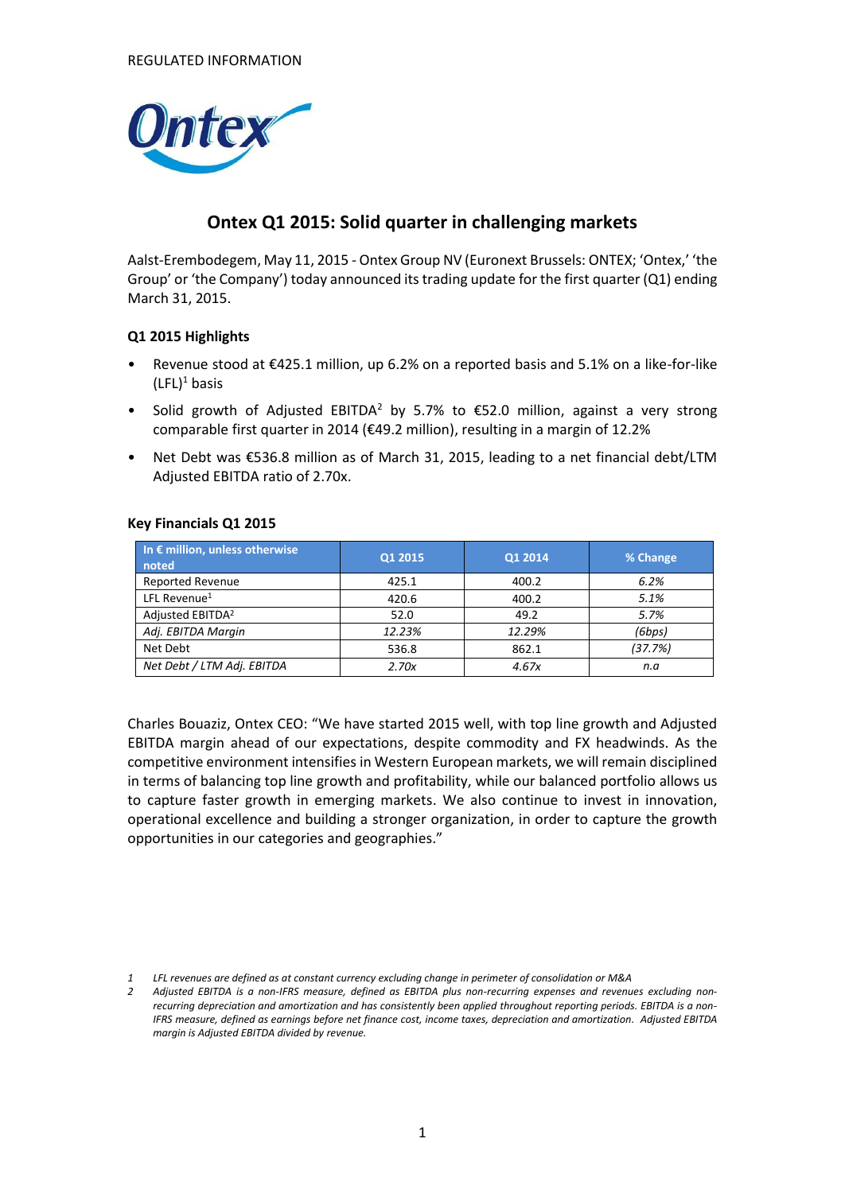REGULATED INFORMATION

Ontex

# Ontex Q1 2015: Solid quarter in challenging markets

Aalst-Erembodegem, May 11, 2015 - Ontex Group NV (Euronext Brussels: ONTEX; 'Ontex,' 'the Group' or 'the Company') today announced its trading update for the first quarter (Q1) ending March 31, 2015.

### Q1 2015 Highlights

- Revenue stood at €425.1 million, up 6.2% on a reported basis and 5.1% on a like-for-like (LFL)[1] basis
- Solid growth of Adjusted EBITDA[2] by 5.7% to €52.0 million, against a very strong comparable first quarter in 2014 (€49.2 million), resulting in a margin of 12.2%
- Net Debt was €536.8 million as of March 31, 2015, leading to a net financial debt/LTM Adjusted EBITDA ratio of 2.70x.

### Key Financials Q1 2015

| In € million, unless otherwise noted | Q1 2015 | Q1 2014 | % Change |
|---|---|---|---|
| Reported Revenue | 425.1 | 400.2 | *6.2%* |
| LFL Revenue[1] | 420.6 | 400.2 | *5.1%* |
| Adjusted EBITDA[2] | 52.0 | 49.2 | *5.7%* |
| *Adj. EBITDA Margin* | *12.23%* | *12.29%* | *(6bps)* |
| Net Debt | 536.8 | 862.1 | *(37.7%)* |
| *Net Debt / LTM Adj. EBITDA* | *2.70x* | *4.67x* | *n.a* |

Charles Bouaziz, Ontex CEO: "We have started 2015 well, with top line growth and Adjusted EBITDA margin ahead of our expectations, despite commodity and FX headwinds. As the competitive environment intensifies in Western European markets, we will remain disciplined in terms of balancing top line growth and profitability, while our balanced portfolio allows us to capture faster growth in emerging markets. We also continue to invest in innovation, operational excellence and building a stronger organization, in order to capture the growth opportunities in our categories and geographies."

1 *LFL revenues are defined as at constant currency excluding change in perimeter of consolidation or M&A*

2 *Adjusted EBITDA is a non-IFRS measure, defined as EBITDA plus non-recurring expenses and revenues excluding non-recurring depreciation and amortization and has consistently been applied throughout reporting periods. EBITDA is a non-IFRS measure, defined as earnings before net finance cost, income taxes, depreciation and amortization. Adjusted EBITDA margin is Adjusted EBITDA divided by revenue.*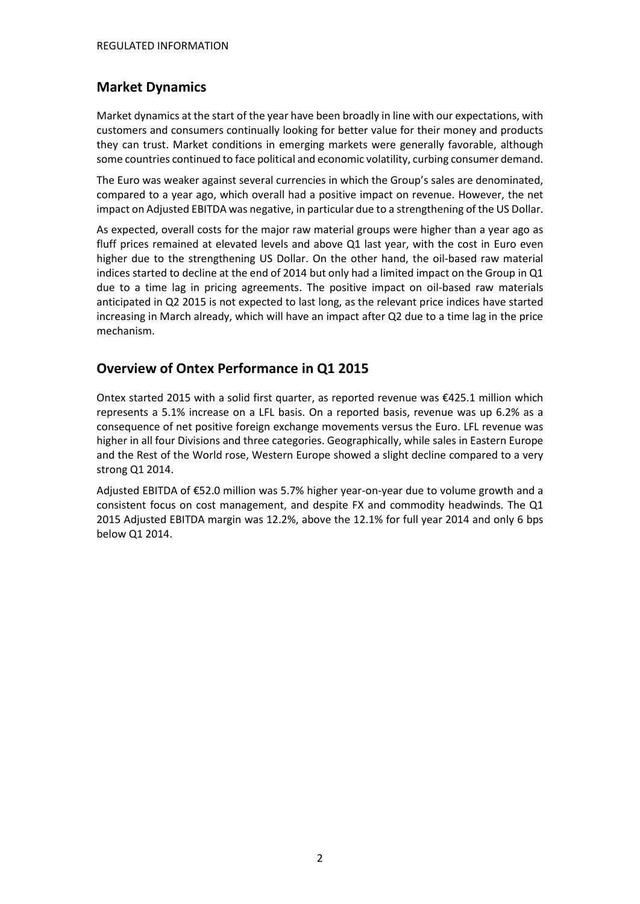## Market Dynamics

Market dynamics at the start of the year have been broadly in line with our expectations, with customers and consumers continually looking for better value for their money and products they can trust. Market conditions in emerging markets were generally favorable, although some countries continued to face political and economic volatility, curbing consumer demand.

The Euro was weaker against several currencies in which the Group's sales are denominated, compared to a year ago, which overall had a positive impact on revenue. However, the net impact on Adjusted EBITDA was negative, in particular due to a strengthening of the US Dollar.

As expected, overall costs for the major raw material groups were higher than a year ago as fluff prices remained at elevated levels and above Q1 last year, with the cost in Euro even higher due to the strengthening US Dollar. On the other hand, the oil-based raw material indices started to decline at the end of 2014 but only had a limited impact on the Group in Q1 due to a time lag in pricing agreements. The positive impact on oil-based raw materials anticipated in Q2 2015 is not expected to last long, as the relevant price indices have started increasing in March already, which will have an impact after Q2 due to a time lag in the price mechanism.

## Overview of Ontex Performance in Q1 2015

Ontex started 2015 with a solid first quarter, as reported revenue was €425.1 million which represents a 5.1% increase on a LFL basis. On a reported basis, revenue was up 6.2% as a consequence of net positive foreign exchange movements versus the Euro. LFL revenue was higher in all four Divisions and three categories. Geographically, while sales in Eastern Europe and the Rest of the World rose, Western Europe showed a slight decline compared to a very strong Q1 2014.

Adjusted EBITDA of €52.0 million was 5.7% higher year-on-year due to volume growth and a consistent focus on cost management, and despite FX and commodity headwinds. The Q1 2015 Adjusted EBITDA margin was 12.2%, above the 12.1% for full year 2014 and only 6 bps below Q1 2014.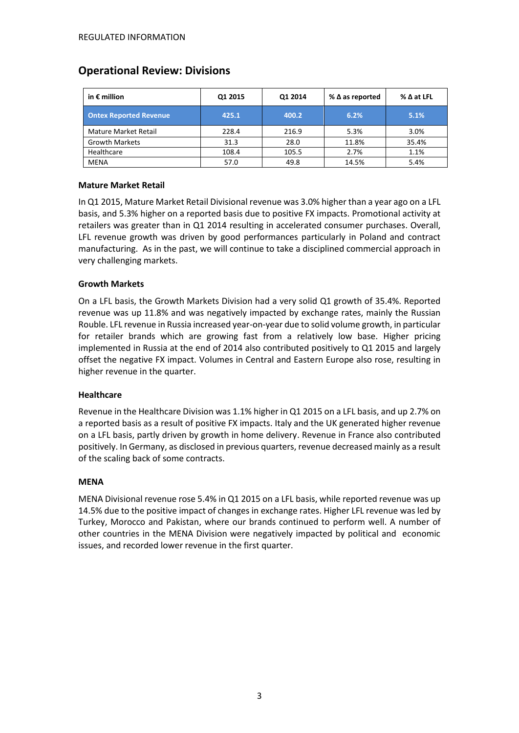REGULATED INFORMATION

## Operational Review: Divisions

| in € million | Q1 2015 | Q1 2014 | % Δ as reported | % Δ at LFL |
|---|---|---|---|---|
| **Ontex Reported Revenue** | **425.1** | **400.2** | **6.2%** | **5.1%** |
| Mature Market Retail | 228.4 | 216.9 | 5.3% | 3.0% |
| Growth Markets | 31.3 | 28.0 | 11.8% | 35.4% |
| Healthcare | 108.4 | 105.5 | 2.7% | 1.1% |
| MENA | 57.0 | 49.8 | 14.5% | 5.4% |

### Mature Market Retail

In Q1 2015, Mature Market Retail Divisional revenue was 3.0% higher than a year ago on a LFL basis, and 5.3% higher on a reported basis due to positive FX impacts. Promotional activity at retailers was greater than in Q1 2014 resulting in accelerated consumer purchases. Overall, LFL revenue growth was driven by good performances particularly in Poland and contract manufacturing. As in the past, we will continue to take a disciplined commercial approach in very challenging markets.

### Growth Markets

On a LFL basis, the Growth Markets Division had a very solid Q1 growth of 35.4%. Reported revenue was up 11.8% and was negatively impacted by exchange rates, mainly the Russian Rouble. LFL revenue in Russia increased year-on-year due to solid volume growth, in particular for retailer brands which are growing fast from a relatively low base. Higher pricing implemented in Russia at the end of 2014 also contributed positively to Q1 2015 and largely offset the negative FX impact. Volumes in Central and Eastern Europe also rose, resulting in higher revenue in the quarter.

### Healthcare

Revenue in the Healthcare Division was 1.1% higher in Q1 2015 on a LFL basis, and up 2.7% on a reported basis as a result of positive FX impacts. Italy and the UK generated higher revenue on a LFL basis, partly driven by growth in home delivery. Revenue in France also contributed positively. In Germany, as disclosed in previous quarters, revenue decreased mainly as a result of the scaling back of some contracts.

### MENA

MENA Divisional revenue rose 5.4% in Q1 2015 on a LFL basis, while reported revenue was up 14.5% due to the positive impact of changes in exchange rates. Higher LFL revenue was led by Turkey, Morocco and Pakistan, where our brands continued to perform well. A number of other countries in the MENA Division were negatively impacted by political and economic issues, and recorded lower revenue in the first quarter.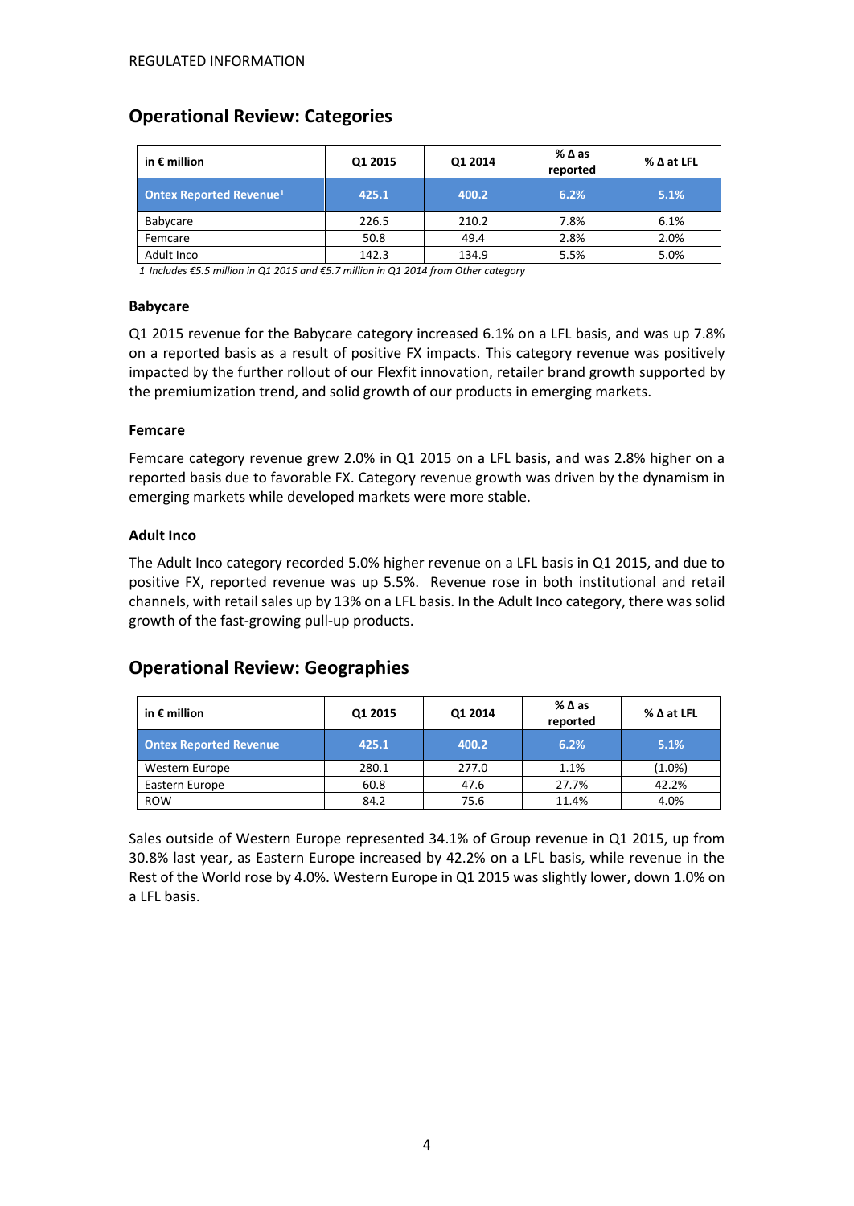## Operational Review: Categories

| in € million | Q1 2015 | Q1 2014 | % Δ as reported | % Δ at LFL |
|---|---|---|---|---|
| **Ontex Reported Revenue[1]** | **425.1** | **400.2** | **6.2%** | **5.1%** |
| Babycare | 226.5 | 210.2 | 7.8% | 6.1% |
| Femcare | 50.8 | 49.4 | 2.8% | 2.0% |
| Adult Inco | 142.3 | 134.9 | 5.5% | 5.0% |

*1 Includes €5.5 million in Q1 2015 and €5.7 million in Q1 2014 from Other category*

### Babycare

Q1 2015 revenue for the Babycare category increased 6.1% on a LFL basis, and was up 7.8% on a reported basis as a result of positive FX impacts. This category revenue was positively impacted by the further rollout of our Flexfit innovation, retailer brand growth supported by the premiumization trend, and solid growth of our products in emerging markets.

### Femcare

Femcare category revenue grew 2.0% in Q1 2015 on a LFL basis, and was 2.8% higher on a reported basis due to favorable FX. Category revenue growth was driven by the dynamism in emerging markets while developed markets were more stable.

### Adult Inco

The Adult Inco category recorded 5.0% higher revenue on a LFL basis in Q1 2015, and due to positive FX, reported revenue was up 5.5%. Revenue rose in both institutional and retail channels, with retail sales up by 13% on a LFL basis. In the Adult Inco category, there was solid growth of the fast-growing pull-up products.

## Operational Review: Geographies

| in € million | Q1 2015 | Q1 2014 | % Δ as reported | % Δ at LFL |
|---|---|---|---|---|
| **Ontex Reported Revenue** | **425.1** | **400.2** | **6.2%** | **5.1%** |
| Western Europe | 280.1 | 277.0 | 1.1% | (1.0%) |
| Eastern Europe | 60.8 | 47.6 | 27.7% | 42.2% |
| ROW | 84.2 | 75.6 | 11.4% | 4.0% |

Sales outside of Western Europe represented 34.1% of Group revenue in Q1 2015, up from 30.8% last year, as Eastern Europe increased by 42.2% on a LFL basis, while revenue in the Rest of the World rose by 4.0%. Western Europe in Q1 2015 was slightly lower, down 1.0% on a LFL basis.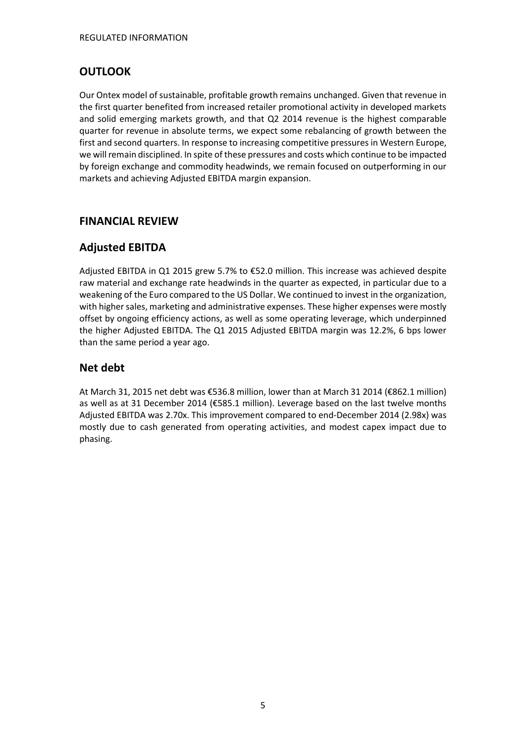## OUTLOOK

Our Ontex model of sustainable, profitable growth remains unchanged. Given that revenue in the first quarter benefited from increased retailer promotional activity in developed markets and solid emerging markets growth, and that Q2 2014 revenue is the highest comparable quarter for revenue in absolute terms, we expect some rebalancing of growth between the first and second quarters. In response to increasing competitive pressures in Western Europe, we will remain disciplined. In spite of these pressures and costs which continue to be impacted by foreign exchange and commodity headwinds, we remain focused on outperforming in our markets and achieving Adjusted EBITDA margin expansion.

## FINANCIAL REVIEW

## Adjusted EBITDA

Adjusted EBITDA in Q1 2015 grew 5.7% to €52.0 million. This increase was achieved despite raw material and exchange rate headwinds in the quarter as expected, in particular due to a weakening of the Euro compared to the US Dollar. We continued to invest in the organization, with higher sales, marketing and administrative expenses. These higher expenses were mostly offset by ongoing efficiency actions, as well as some operating leverage, which underpinned the higher Adjusted EBITDA. The Q1 2015 Adjusted EBITDA margin was 12.2%, 6 bps lower than the same period a year ago.

## Net debt

At March 31, 2015 net debt was €536.8 million, lower than at March 31 2014 (€862.1 million) as well as at 31 December 2014 (€585.1 million). Leverage based on the last twelve months Adjusted EBITDA was 2.70x. This improvement compared to end-December 2014 (2.98x) was mostly due to cash generated from operating activities, and modest capex impact due to phasing.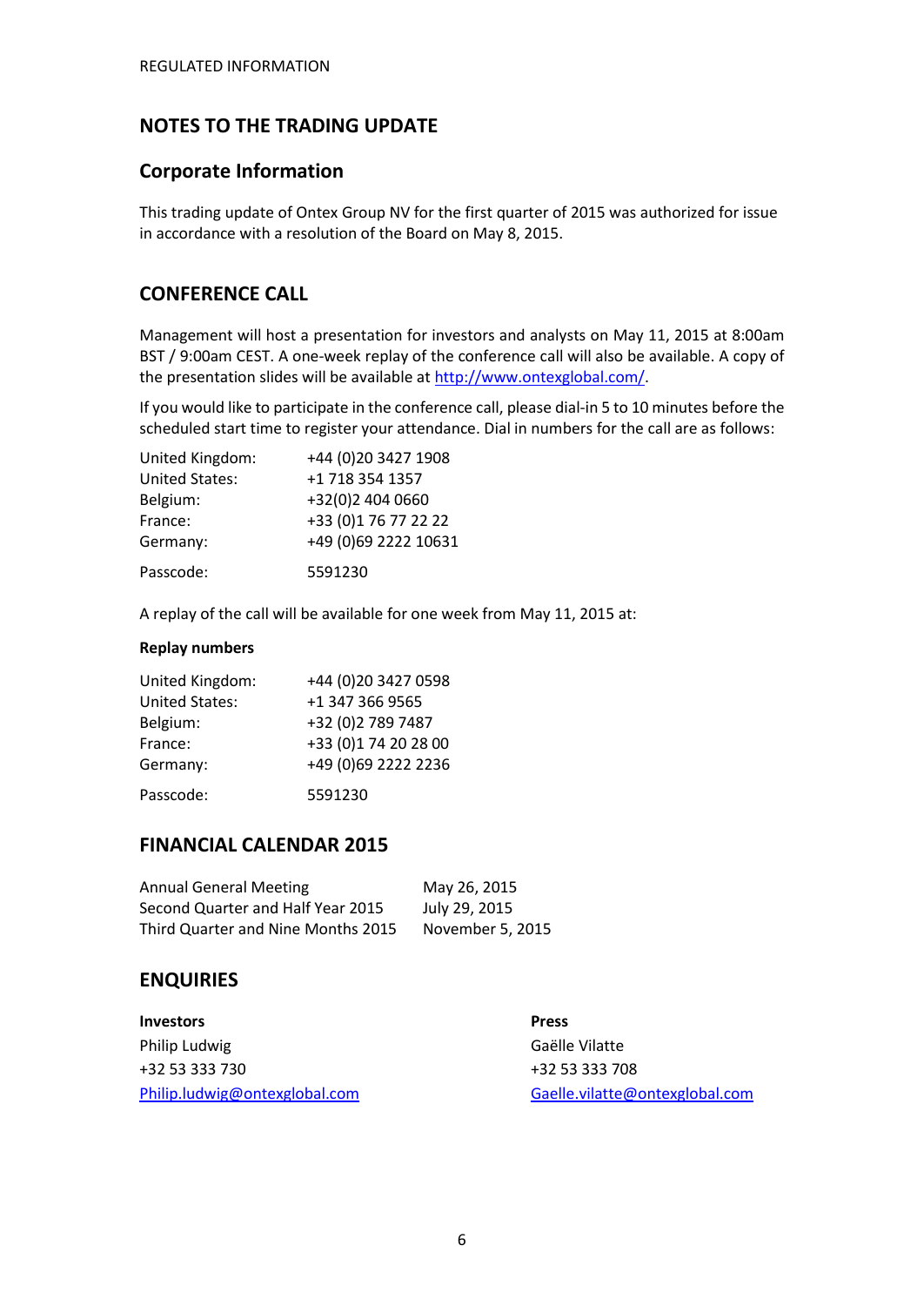REGULATED INFORMATION

## NOTES TO THE TRADING UPDATE

### Corporate Information

This trading update of Ontex Group NV for the first quarter of 2015 was authorized for issue in accordance with a resolution of the Board on May 8, 2015.

## CONFERENCE CALL

Management will host a presentation for investors and analysts on May 11, 2015 at 8:00am BST / 9:00am CEST. A one-week replay of the conference call will also be available. A copy of the presentation slides will be available at http://www.ontexglobal.com/.

If you would like to participate in the conference call, please dial-in 5 to 10 minutes before the scheduled start time to register your attendance. Dial in numbers for the call are as follows:

| | |
|---|---|
| United Kingdom: | +44 (0)20 3427 1908 |
| United States: | +1 718 354 1357 |
| Belgium: | +32(0)2 404 0660 |
| France: | +33 (0)1 76 77 22 22 |
| Germany: | +49 (0)69 2222 10631 |
| Passcode: | 5591230 |

A replay of the call will be available for one week from May 11, 2015 at:

**Replay numbers**

| | |
|---|---|
| United Kingdom: | +44 (0)20 3427 0598 |
| United States: | +1 347 366 9565 |
| Belgium: | +32 (0)2 789 7487 |
| France: | +33 (0)1 74 20 28 00 |
| Germany: | +49 (0)69 2222 2236 |
| Passcode: | 5591230 |

## FINANCIAL CALENDAR 2015

| | |
|---|---|
| Annual General Meeting | May 26, 2015 |
| Second Quarter and Half Year 2015 | July 29, 2015 |
| Third Quarter and Nine Months 2015 | November 5, 2015 |

## ENQUIRIES

**Investors**
Philip Ludwig
+32 53 333 730
Philip.ludwig@ontexglobal.com

**Press**
Gaëlle Vilatte
+32 53 333 708
Gaelle.vilatte@ontexglobal.com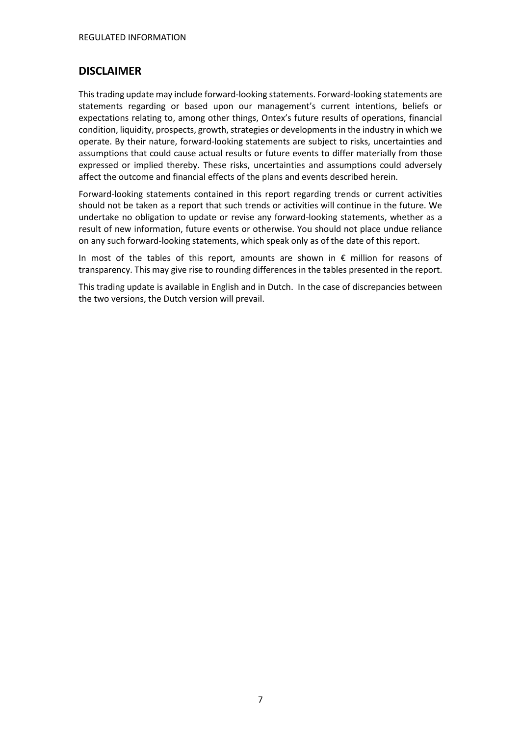## DISCLAIMER

This trading update may include forward-looking statements. Forward-looking statements are statements regarding or based upon our management's current intentions, beliefs or expectations relating to, among other things, Ontex's future results of operations, financial condition, liquidity, prospects, growth, strategies or developments in the industry in which we operate. By their nature, forward-looking statements are subject to risks, uncertainties and assumptions that could cause actual results or future events to differ materially from those expressed or implied thereby. These risks, uncertainties and assumptions could adversely affect the outcome and financial effects of the plans and events described herein.

Forward-looking statements contained in this report regarding trends or current activities should not be taken as a report that such trends or activities will continue in the future. We undertake no obligation to update or revise any forward-looking statements, whether as a result of new information, future events or otherwise. You should not place undue reliance on any such forward-looking statements, which speak only as of the date of this report.

In most of the tables of this report, amounts are shown in € million for reasons of transparency. This may give rise to rounding differences in the tables presented in the report.

This trading update is available in English and in Dutch. In the case of discrepancies between the two versions, the Dutch version will prevail.